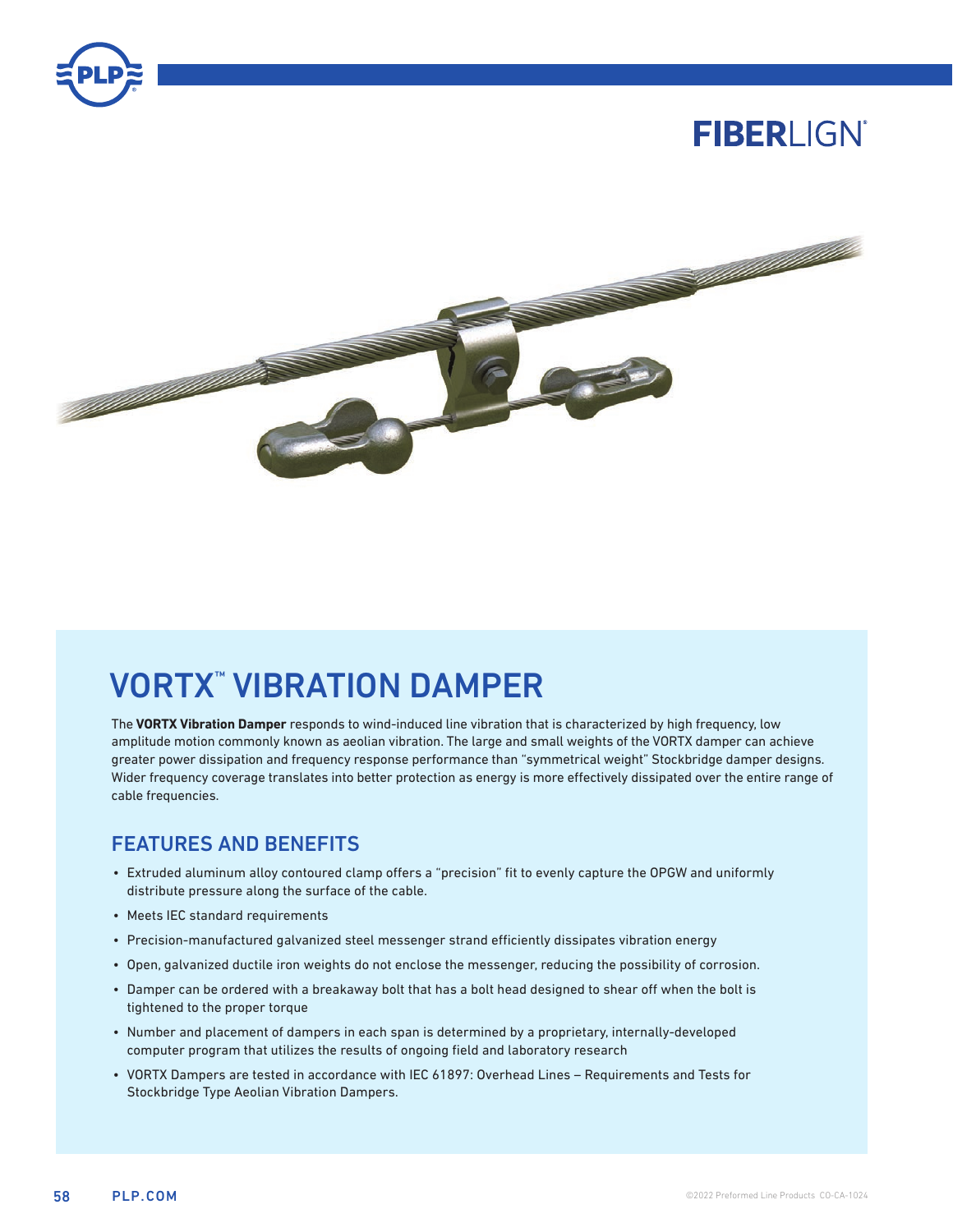FIBERLIGN®

# VORTX™ VIBRATION DAMPER

The **VORTX Vibration Damper** responds to wind-induced line vibration that is characterized by high frequency, low amplitude motion commonly known as aeolian vibration. The large and small weights of the VORTX damper can achieve greater power dissipation and frequency response performance than "symmetrical weight" Stockbridge damper designs. Wider frequency coverage translates into better protection as energy is more effectively dissipated over the entire range of cable frequencies.

## FEATURES AND BENEFITS

- Extruded aluminum alloy contoured clamp offers a "precision" fit to evenly capture the OPGW and uniformly distribute pressure along the surface of the cable.
- Meets IEC standard requirements
- Precision-manufactured galvanized steel messenger strand efficiently dissipates vibration energy
- Open, galvanized ductile iron weights do not enclose the messenger, reducing the possibility of corrosion.
- Damper can be ordered with a breakaway bolt that has a bolt head designed to shear off when the bolt is tightened to the proper torque
- Number and placement of dampers in each span is determined by a proprietary, internally-developed computer program that utilizes the results of ongoing field and laboratory research
- VORTX Dampers are tested in accordance with IEC 61897: Overhead Lines – Requirements and Tests for Stockbridge Type Aeolian Vibration Dampers.

©2022 Preformed Line Products CO-CA-1024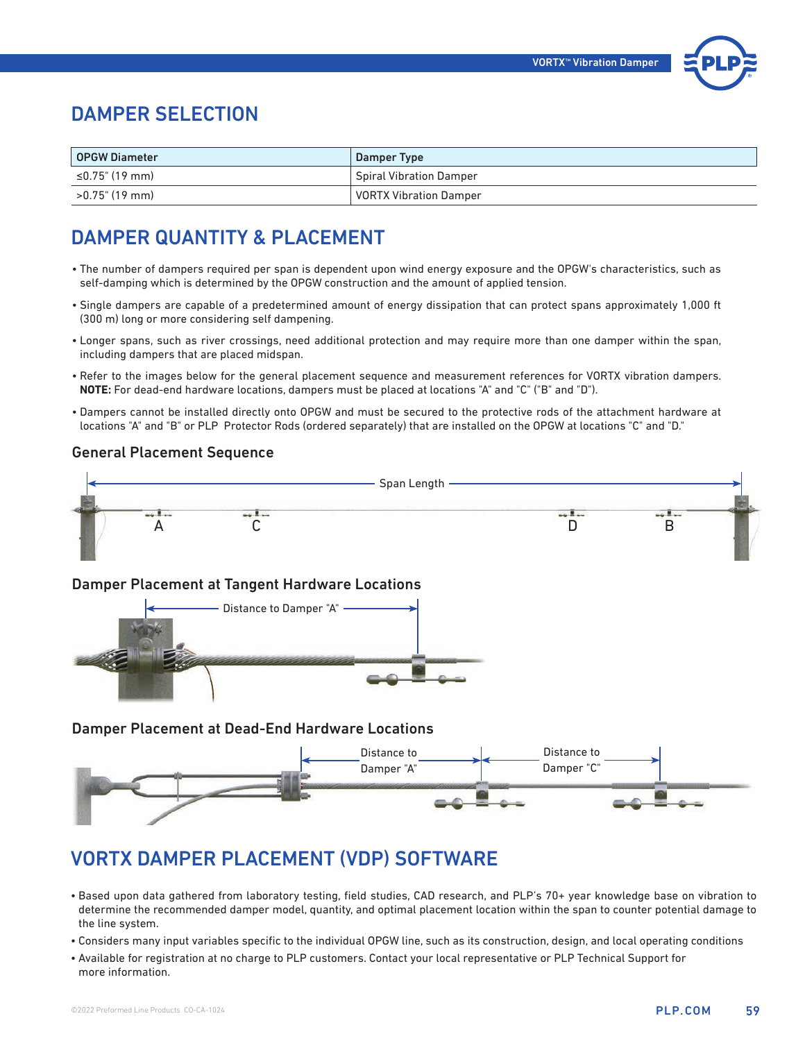## DAMPER SELECTION

| OPGW Diameter | Damper Type |
|---|---|
| ≤0.75" (19 mm) | Spiral Vibration Damper |
| >0.75" (19 mm) | VORTX Vibration Damper |

## DAMPER QUANTITY & PLACEMENT

- The number of dampers required per span is dependent upon wind energy exposure and the OPGW's characteristics, such as self-damping which is determined by the OPGW construction and the amount of applied tension.
- Single dampers are capable of a predetermined amount of energy dissipation that can protect spans approximately 1,000 ft (300 m) long or more considering self dampening.
- Longer spans, such as river crossings, need additional protection and may require more than one damper within the span, including dampers that are placed midspan.
- Refer to the images below for the general placement sequence and measurement references for VORTX vibration dampers. **NOTE:** For dead-end hardware locations, dampers must be placed at locations "A" and "C" ("B" and "D").
- Dampers cannot be installed directly onto OPGW and must be secured to the protective rods of the attachment hardware at locations "A" and "B" or PLP Protector Rods (ordered separately) that are installed on the OPGW at locations "C" and "D."

### General Placement Sequence

Span Length

A C D B

### Damper Placement at Tangent Hardware Locations

Distance to Damper "A"

### Damper Placement at Dead-End Hardware Locations

Distance to Damper "A"

Distance to Damper "C"

## VORTX DAMPER PLACEMENT (VDP) SOFTWARE

- Based upon data gathered from laboratory testing, field studies, CAD research, and PLP's 70+ year knowledge base on vibration to determine the recommended damper model, quantity, and optimal placement location within the span to counter potential damage to the line system.
- Considers many input variables specific to the individual OPGW line, such as its construction, design, and local operating conditions
- Available for registration at no charge to PLP customers. Contact your local representative or PLP Technical Support for more information.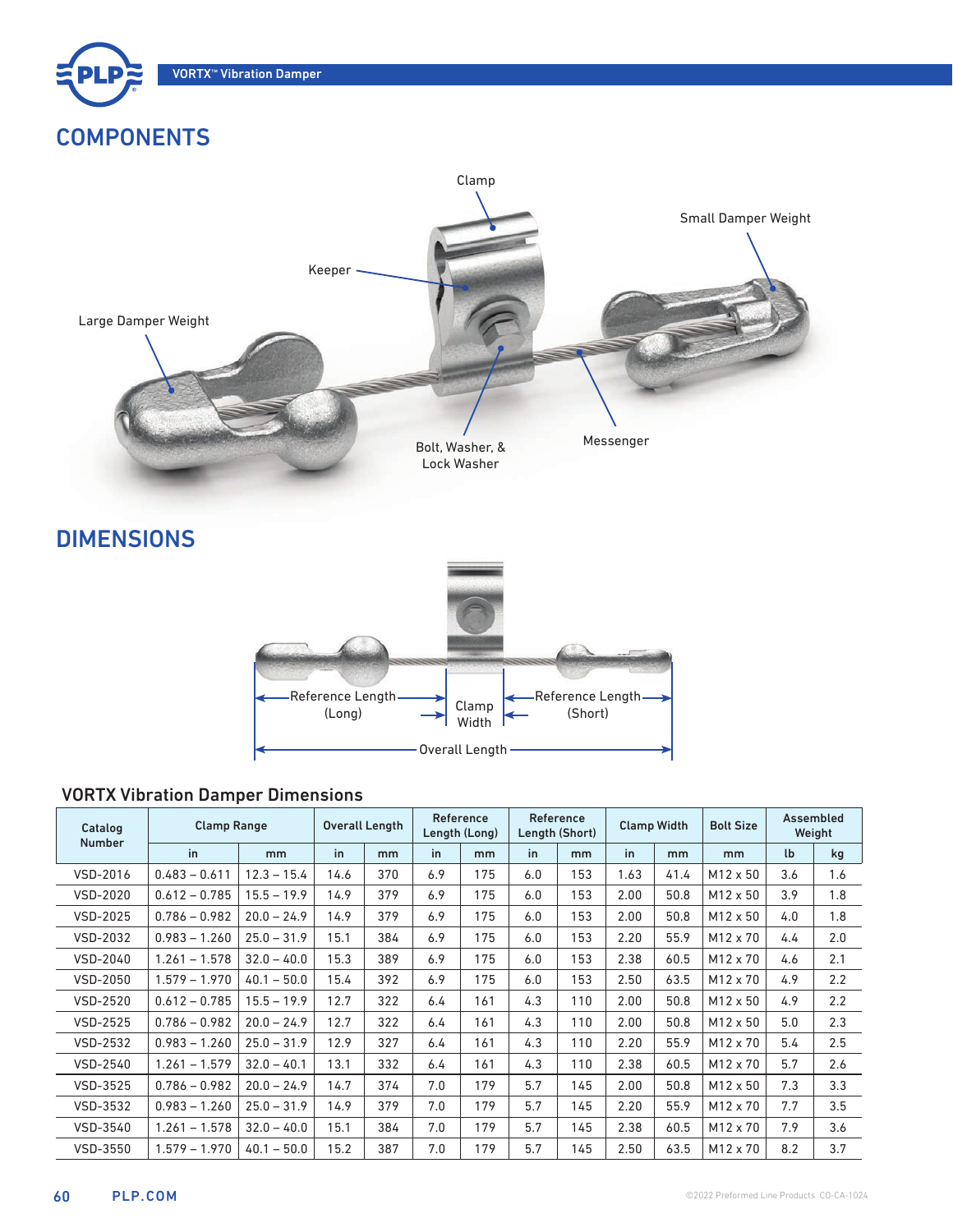## COMPONENTS

Clamp

Small Damper Weight

Keeper

Large Damper Weight

Bolt, Washer, & Lock Washer

Messenger

## DIMENSIONS

Reference Length (Long)

Clamp Width

Reference Length (Short)

Overall Length

### VORTX Vibration Damper Dimensions

| Catalog Number | Clamp Range | | Overall Length | | Reference Length (Long) | | Reference Length (Short) | | Clamp Width | | Bolt Size | Assembled Weight | |
|---|---|---|---|---|---|---|---|---|---|---|---|---|---|
| | in | mm | in | mm | in | mm | in | mm | in | mm | mm | lb | kg |
| VSD-2016 | 0.483 – 0.611 | 12.3 – 15.4 | 14.6 | 370 | 6.9 | 175 | 6.0 | 153 | 1.63 | 41.4 | M12 x 50 | 3.6 | 1.6 |
| VSD-2020 | 0.612 – 0.785 | 15.5 – 19.9 | 14.9 | 379 | 6.9 | 175 | 6.0 | 153 | 2.00 | 50.8 | M12 x 50 | 3.9 | 1.8 |
| VSD-2025 | 0.786 – 0.982 | 20.0 – 24.9 | 14.9 | 379 | 6.9 | 175 | 6.0 | 153 | 2.00 | 50.8 | M12 x 50 | 4.0 | 1.8 |
| VSD-2032 | 0.983 – 1.260 | 25.0 – 31.9 | 15.1 | 384 | 6.9 | 175 | 6.0 | 153 | 2.20 | 55.9 | M12 x 70 | 4.4 | 2.0 |
| VSD-2040 | 1.261 – 1.578 | 32.0 – 40.0 | 15.3 | 389 | 6.9 | 175 | 6.0 | 153 | 2.38 | 60.5 | M12 x 70 | 4.6 | 2.1 |
| VSD-2050 | 1.579 – 1.970 | 40.1 – 50.0 | 15.4 | 392 | 6.9 | 175 | 6.0 | 153 | 2.50 | 63.5 | M12 x 70 | 4.9 | 2.2 |
| VSD-2520 | 0.612 – 0.785 | 15.5 – 19.9 | 12.7 | 322 | 6.4 | 161 | 4.3 | 110 | 2.00 | 50.8 | M12 x 50 | 4.9 | 2.2 |
| VSD-2525 | 0.786 – 0.982 | 20.0 – 24.9 | 12.7 | 322 | 6.4 | 161 | 4.3 | 110 | 2.00 | 50.8 | M12 x 50 | 5.0 | 2.3 |
| VSD-2532 | 0.983 – 1.260 | 25.0 – 31.9 | 12.9 | 327 | 6.4 | 161 | 4.3 | 110 | 2.20 | 55.9 | M12 x 70 | 5.4 | 2.5 |
| VSD-2540 | 1.261 – 1.579 | 32.0 – 40.1 | 13.1 | 332 | 6.4 | 161 | 4.3 | 110 | 2.38 | 60.5 | M12 x 70 | 5.7 | 2.6 |
| VSD-3525 | 0.786 – 0.982 | 20.0 – 24.9 | 14.7 | 374 | 7.0 | 179 | 5.7 | 145 | 2.00 | 50.8 | M12 x 50 | 7.3 | 3.3 |
| VSD-3532 | 0.983 – 1.260 | 25.0 – 31.9 | 14.9 | 379 | 7.0 | 179 | 5.7 | 145 | 2.20 | 55.9 | M12 x 70 | 7.7 | 3.5 |
| VSD-3540 | 1.261 – 1.578 | 32.0 – 40.0 | 15.1 | 384 | 7.0 | 179 | 5.7 | 145 | 2.38 | 60.5 | M12 x 70 | 7.9 | 3.6 |
| VSD-3550 | 1.579 – 1.970 | 40.1 – 50.0 | 15.2 | 387 | 7.0 | 179 | 5.7 | 145 | 2.50 | 63.5 | M12 x 70 | 8.2 | 3.7 |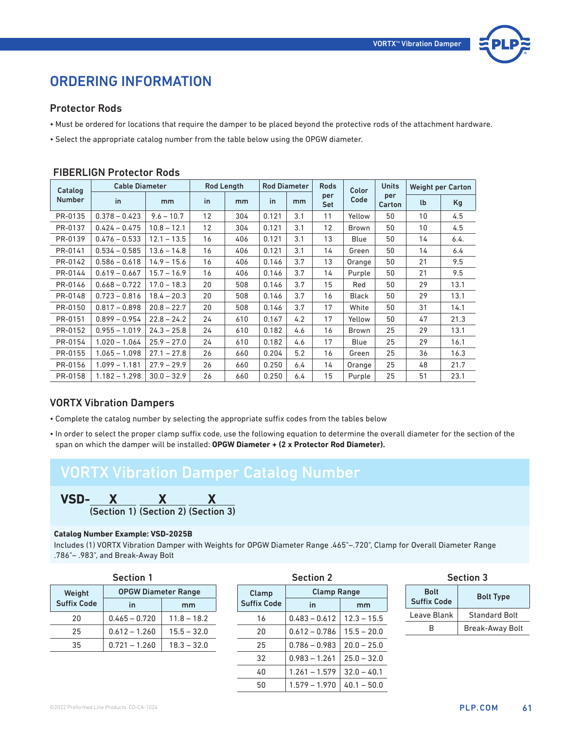# ORDERING INFORMATION

## Protector Rods

- Must be ordered for locations that require the damper to be placed beyond the protective rods of the attachment hardware.
- Select the appropriate catalog number from the table below using the OPGW diameter.

### FIBERLIGN Protector Rods

| Catalog Number | Cable Diameter | | Rod Length | | Rod Diameter | | Rods per Set | Color Code | Units per Carton | Weight per Carton | |
|---|---|---|---|---|---|---|---|---|---|---|---|
| | in | mm | in | mm | in | mm | | | | lb | Kg |
| PR-0135 | 0.378 – 0.423 | 9.6 – 10.7 | 12 | 304 | 0.121 | 3.1 | 11 | Yellow | 50 | 10 | 4.5 |
| PR-0137 | 0.424 – 0.475 | 10.8 – 12.1 | 12 | 304 | 0.121 | 3.1 | 12 | Brown | 50 | 10 | 4.5 |
| PR-0139 | 0.476 – 0.533 | 12.1 – 13.5 | 16 | 406 | 0.121 | 3.1 | 13 | Blue | 50 | 14 | 6.4. |
| PR-0141 | 0.534 – 0.585 | 13.6 – 14.8 | 16 | 406 | 0.121 | 3.1 | 14 | Green | 50 | 14 | 6.4 |
| PR-0142 | 0.586 – 0.618 | 14.9 – 15.6 | 16 | 406 | 0.146 | 3.7 | 13 | Orange | 50 | 21 | 9.5 |
| PR-0144 | 0.619 – 0.667 | 15.7 – 16.9 | 16 | 406 | 0.146 | 3.7 | 14 | Purple | 50 | 21 | 9.5 |
| PR-0146 | 0.668 – 0.722 | 17.0 – 18.3 | 20 | 508 | 0.146 | 3.7 | 15 | Red | 50 | 29 | 13.1 |
| PR-0148 | 0.723 – 0.816 | 18.4 – 20.3 | 20 | 508 | 0.146 | 3.7 | 16 | Black | 50 | 29 | 13.1 |
| PR-0150 | 0.817 – 0.898 | 20.8 – 22.7 | 20 | 508 | 0.146 | 3.7 | 17 | White | 50 | 31 | 14.1 |
| PR-0151 | 0.899 – 0.954 | 22.8 – 24.2 | 24 | 610 | 0.167 | 4.2 | 17 | Yellow | 50 | 47 | 21.3 |
| PR-0152 | 0.955 – 1.019 | 24.3 – 25.8 | 24 | 610 | 0.182 | 4.6 | 16 | Brown | 25 | 29 | 13.1 |
| PR-0154 | 1.020 – 1.064 | 25.9 – 27.0 | 24 | 610 | 0.182 | 4.6 | 17 | Blue | 25 | 29 | 16.1 |
| PR-0155 | 1.065 – 1.098 | 27.1 – 27.8 | 26 | 660 | 0.204 | 5.2 | 16 | Green | 25 | 36 | 16.3 |
| PR-0156 | 1.099 – 1.181 | 27.9 – 29.9 | 26 | 660 | 0.250 | 6.4 | 14 | Orange | 25 | 48 | 21.7 |
| PR-0158 | 1.182 – 1.298 | 30.0 – 32.9 | 26 | 660 | 0.250 | 6.4 | 15 | Purple | 25 | 51 | 23.1 |

## VORTX Vibration Dampers

- Complete the catalog number by selecting the appropriate suffix codes from the tables below
- In order to select the proper clamp suffix code, use the following equation to determine the overall diameter for the section of the span on which the damper will be installed: **OPGW Diameter + (2 x Protector Rod Diameter).**

### VORTX Vibration Damper Catalog Number

**VSD- X X X**
(Section 1) (Section 2) (Section 3)

**Catalog Number Example: VSD-2025B**

Includes (1) VORTX Vibration Damper with Weights for OPGW Diameter Range .465"–.720", Clamp for Overall Diameter Range .786"– .983", and Break-Away Bolt

#### Section 1

| Weight Suffix Code | OPGW Diameter Range | |
|---|---|---|
| | in | mm |
| 20 | 0.465 – 0.720 | 11.8 – 18.2 |
| 25 | 0.612 – 1.260 | 15.5 – 32.0 |
| 35 | 0.721 – 1.260 | 18.3 – 32.0 |

#### Section 2

| Clamp Suffix Code | Clamp Range | |
|---|---|---|
| | in | mm |
| 16 | 0.483 – 0.612 | 12.3 – 15.5 |
| 20 | 0.612 – 0.786 | 15.5 – 20.0 |
| 25 | 0.786 – 0.983 | 20.0 – 25.0 |
| 32 | 0.983 – 1.261 | 25.0 – 32.0 |
| 40 | 1.261 – 1.579 | 32.0 – 40.1 |
| 50 | 1.579 – 1.970 | 40.1 – 50.0 |

#### Section 3

| Bolt Suffix Code | Bolt Type |
|---|---|
| Leave Blank | Standard Bolt |
| B | Break-Away Bolt |

©2022 Preformed Line Products CO-CA-1024